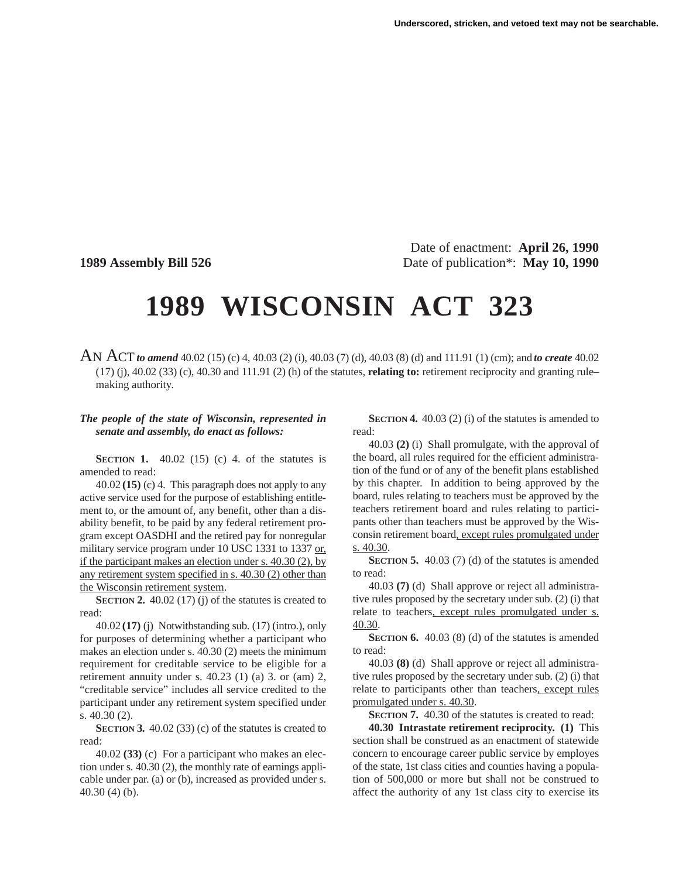Underscored, stricken, and vetoed text may not be searchable.

Date of enactment: **April 26, 1990**

**1989 Assembly Bill 526** Date of publication*: **May 10, 1990**

# 1989 WISCONSIN ACT 323

AN ACT ***to amend*** 40.02 (15) (c) 4, 40.03 (2) (i), 40.03 (7) (d), 40.03 (8) (d) and 111.91 (1) (cm); and ***to create*** 40.02 (17) (j), 40.02 (33) (c), 40.30 and 111.91 (2) (h) of the statutes, **relating to:** retirement reciprocity and granting rule–making authority.

***The people of the state of Wisconsin, represented in senate and assembly, do enact as follows:***

**SECTION 1.** 40.02 (15) (c) 4. of the statutes is amended to read:

40.02 **(15)** (c) 4. This paragraph does not apply to any active service used for the purpose of establishing entitlement to, or the amount of, any benefit, other than a disability benefit, to be paid by any federal retirement program except OASDHI and the retired pay for nonregular military service program under 10 USC 1331 to 1337 or, if the participant makes an election under s. 40.30 (2), by any retirement system specified in s. 40.30 (2) other than the Wisconsin retirement system.

**SECTION 2.** 40.02 (17) (j) of the statutes is created to read:

40.02 **(17)** (j) Notwithstanding sub. (17) (intro.), only for purposes of determining whether a participant who makes an election under s. 40.30 (2) meets the minimum requirement for creditable service to be eligible for a retirement annuity under s. 40.23 (1) (a) 3. or (am) 2, "creditable service" includes all service credited to the participant under any retirement system specified under s. 40.30 (2).

**SECTION 3.** 40.02 (33) (c) of the statutes is created to read:

40.02 **(33)** (c) For a participant who makes an election under s. 40.30 (2), the monthly rate of earnings applicable under par. (a) or (b), increased as provided under s. 40.30 (4) (b).

**SECTION 4.** 40.03 (2) (i) of the statutes is amended to read:

40.03 **(2)** (i) Shall promulgate, with the approval of the board, all rules required for the efficient administration of the fund or of any of the benefit plans established by this chapter. In addition to being approved by the board, rules relating to teachers must be approved by the teachers retirement board and rules relating to participants other than teachers must be approved by the Wisconsin retirement board, except rules promulgated under s. 40.30.

**SECTION 5.** 40.03 (7) (d) of the statutes is amended to read:

40.03 **(7)** (d) Shall approve or reject all administrative rules proposed by the secretary under sub. (2) (i) that relate to teachers, except rules promulgated under s. 40.30.

**SECTION 6.** 40.03 (8) (d) of the statutes is amended to read:

40.03 **(8)** (d) Shall approve or reject all administrative rules proposed by the secretary under sub. (2) (i) that relate to participants other than teachers, except rules promulgated under s. 40.30.

**SECTION 7.** 40.30 of the statutes is created to read:

**40.30 Intrastate retirement reciprocity. (1)** This section shall be construed as an enactment of statewide concern to encourage career public service by employes of the state, 1st class cities and counties having a population of 500,000 or more but shall not be construed to affect the authority of any 1st class city to exercise its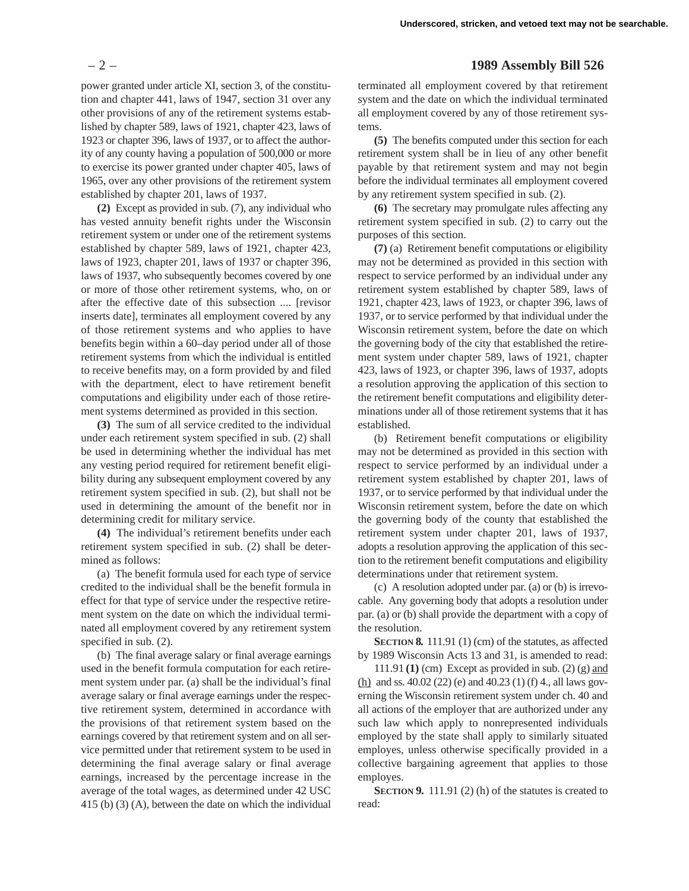power granted under article XI, section 3, of the constitution and chapter 441, laws of 1947, section 31 over any other provisions of any of the retirement systems established by chapter 589, laws of 1921, chapter 423, laws of 1923 or chapter 396, laws of 1937, or to affect the authority of any county having a population of 500,000 or more to exercise its power granted under chapter 405, laws of 1965, over any other provisions of the retirement system established by chapter 201, laws of 1937.

**(2)** Except as provided in sub. (7), any individual who has vested annuity benefit rights under the Wisconsin retirement system or under one of the retirement systems established by chapter 589, laws of 1921, chapter 423, laws of 1923, chapter 201, laws of 1937 or chapter 396, laws of 1937, who subsequently becomes covered by one or more of those other retirement systems, who, on or after the effective date of this subsection .... [revisor inserts date], terminates all employment covered by any of those retirement systems and who applies to have benefits begin within a 60–day period under all of those retirement systems from which the individual is entitled to receive benefits may, on a form provided by and filed with the department, elect to have retirement benefit computations and eligibility under each of those retirement systems determined as provided in this section.

**(3)** The sum of all service credited to the individual under each retirement system specified in sub. (2) shall be used in determining whether the individual has met any vesting period required for retirement benefit eligibility during any subsequent employment covered by any retirement system specified in sub. (2), but shall not be used in determining the amount of the benefit nor in determining credit for military service.

**(4)** The individual's retirement benefits under each retirement system specified in sub. (2) shall be determined as follows:

(a) The benefit formula used for each type of service credited to the individual shall be the benefit formula in effect for that type of service under the respective retirement system on the date on which the individual terminated all employment covered by any retirement system specified in sub. (2).

(b) The final average salary or final average earnings used in the benefit formula computation for each retirement system under par. (a) shall be the individual's final average salary or final average earnings under the respective retirement system, determined in accordance with the provisions of that retirement system based on the earnings covered by that retirement system and on all service permitted under that retirement system to be used in determining the final average salary or final average earnings, increased by the percentage increase in the average of the total wages, as determined under 42 USC 415 (b) (3) (A), between the date on which the individual terminated all employment covered by that retirement system and the date on which the individual terminated all employment covered by any of those retirement systems.

**(5)** The benefits computed under this section for each retirement system shall be in lieu of any other benefit payable by that retirement system and may not begin before the individual terminates all employment covered by any retirement system specified in sub. (2).

**(6)** The secretary may promulgate rules affecting any retirement system specified in sub. (2) to carry out the purposes of this section.

**(7)** (a) Retirement benefit computations or eligibility may not be determined as provided in this section with respect to service performed by an individual under any retirement system established by chapter 589, laws of 1921, chapter 423, laws of 1923, or chapter 396, laws of 1937, or to service performed by that individual under the Wisconsin retirement system, before the date on which the governing body of the city that established the retirement system under chapter 589, laws of 1921, chapter 423, laws of 1923, or chapter 396, laws of 1937, adopts a resolution approving the application of this section to the retirement benefit computations and eligibility determinations under all of those retirement systems that it has established.

(b) Retirement benefit computations or eligibility may not be determined as provided in this section with respect to service performed by an individual under a retirement system established by chapter 201, laws of 1937, or to service performed by that individual under the Wisconsin retirement system, before the date on which the governing body of the county that established the retirement system under chapter 201, laws of 1937, adopts a resolution approving the application of this section to the retirement benefit computations and eligibility determinations under that retirement system.

(c) A resolution adopted under par. (a) or (b) is irrevocable. Any governing body that adopts a resolution under par. (a) or (b) shall provide the department with a copy of the resolution.

**SECTION 8.** 111.91 (1) (cm) of the statutes, as affected by 1989 Wisconsin Acts 13 and 31, is amended to read:

111.91 **(1)** (cm) Except as provided in sub. (2) (g) and (h) and ss. 40.02 (22) (e) and 40.23 (1) (f) 4., all laws governing the Wisconsin retirement system under ch. 40 and all actions of the employer that are authorized under any such law which apply to nonrepresented individuals employed by the state shall apply to similarly situated employes, unless otherwise specifically provided in a collective bargaining agreement that applies to those employes.

**SECTION 9.** 111.91 (2) (h) of the statutes is created to read: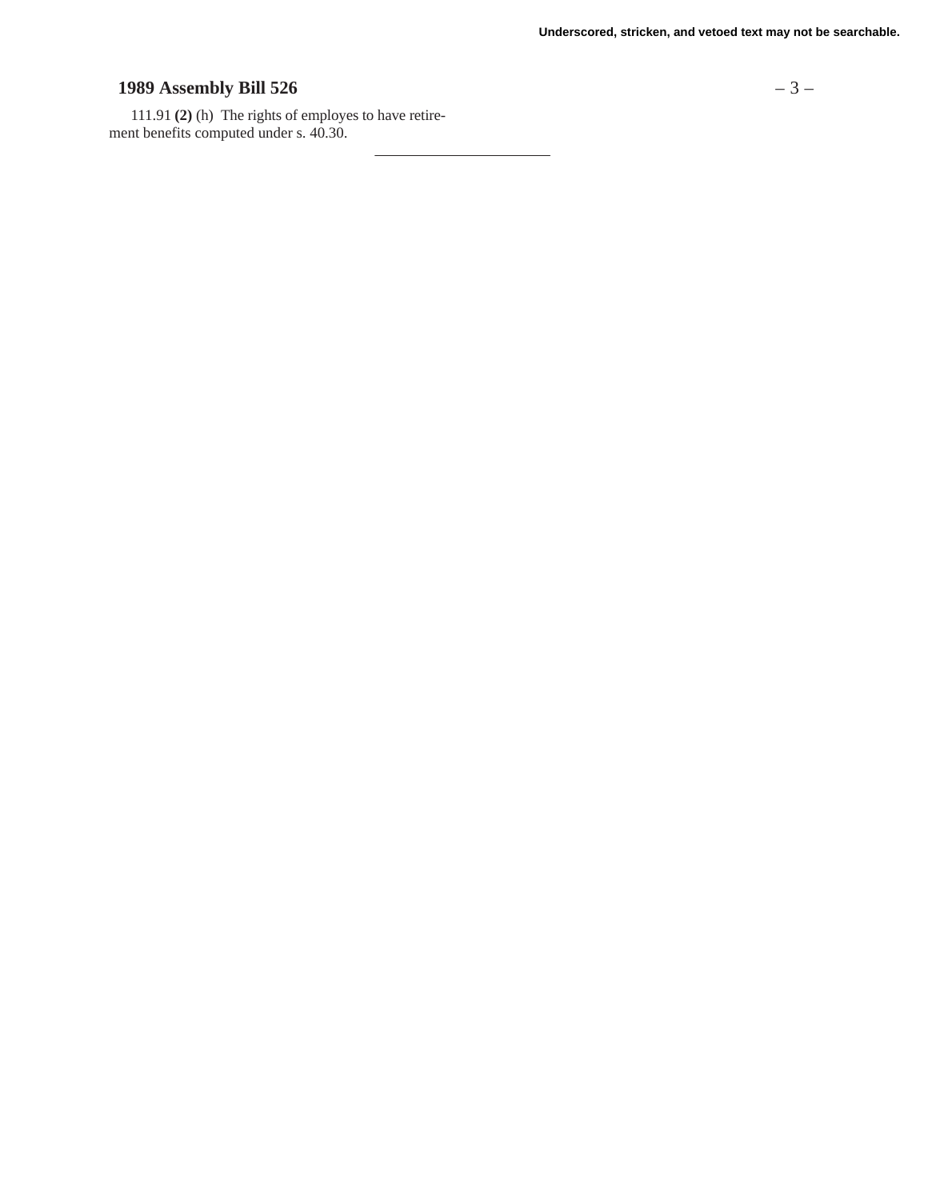111.91 **(2)** (h) The rights of employes to have retirement benefits computed under s. 40.30.

---